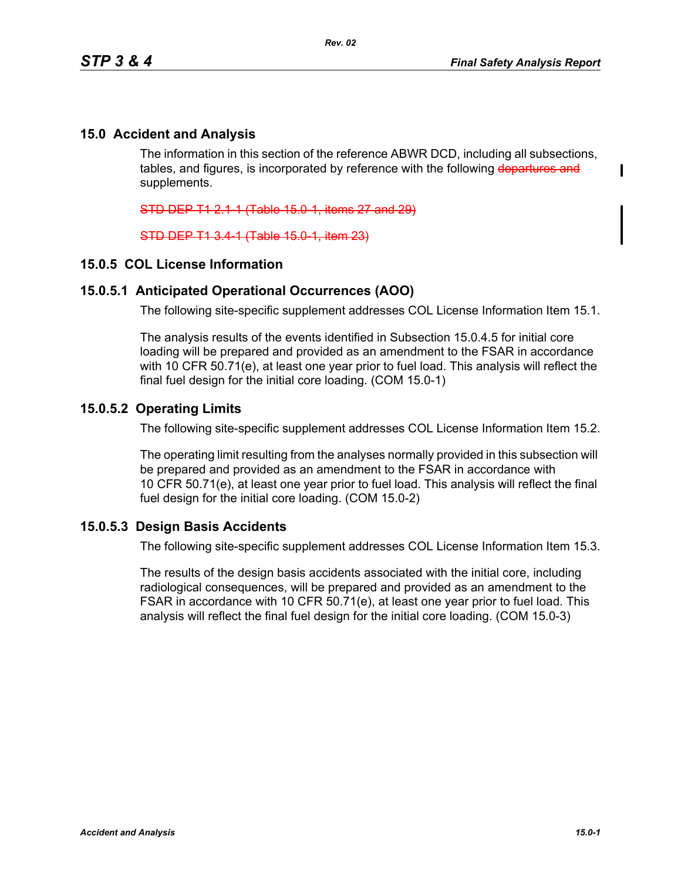# 15.0 Accident and Analysis

The information in this section of the reference ABWR DCD, including all subsections, tables, and figures, is incorporated by reference with the following ~~departures and~~ supplements.

~~STD DEP T1 2.1-1 (Table 15.0-1, items 27 and 29)~~

~~STD DEP T1 3.4-1 (Table 15.0-1, item 23)~~

## 15.0.5 COL License Information

### 15.0.5.1 Anticipated Operational Occurrences (AOO)

The following site-specific supplement addresses COL License Information Item 15.1.

The analysis results of the events identified in Subsection 15.0.4.5 for initial core loading will be prepared and provided as an amendment to the FSAR in accordance with 10 CFR 50.71(e), at least one year prior to fuel load. This analysis will reflect the final fuel design for the initial core loading. (COM 15.0-1)

### 15.0.5.2 Operating Limits

The following site-specific supplement addresses COL License Information Item 15.2.

The operating limit resulting from the analyses normally provided in this subsection will be prepared and provided as an amendment to the FSAR in accordance with 10 CFR 50.71(e), at least one year prior to fuel load. This analysis will reflect the final fuel design for the initial core loading. (COM 15.0-2)

### 15.0.5.3 Design Basis Accidents

The following site-specific supplement addresses COL License Information Item 15.3.

The results of the design basis accidents associated with the initial core, including radiological consequences, will be prepared and provided as an amendment to the FSAR in accordance with 10 CFR 50.71(e), at least one year prior to fuel load. This analysis will reflect the final fuel design for the initial core loading. (COM 15.0-3)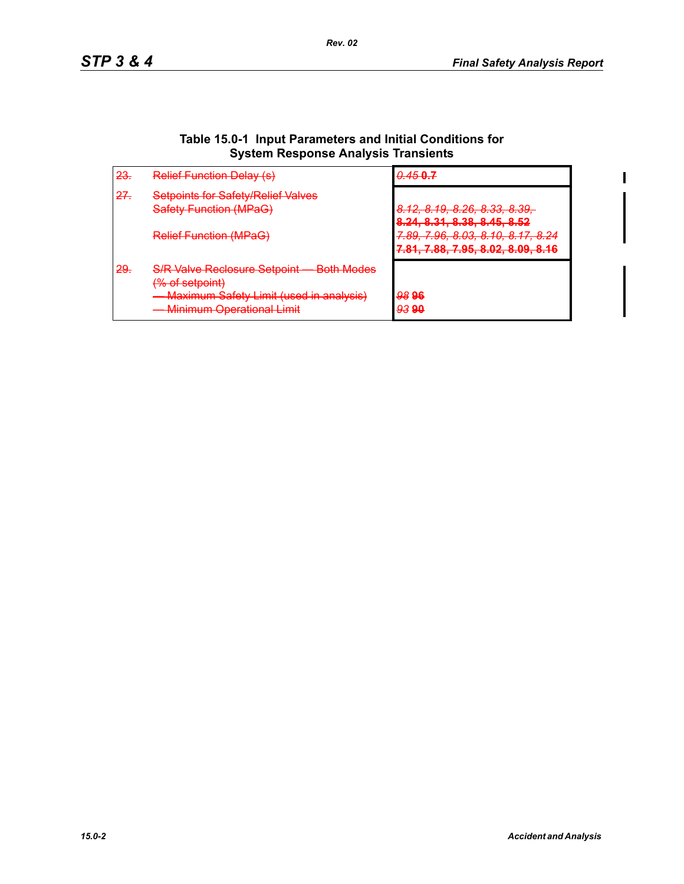**Table 15.0-1 Input Parameters and Initial Conditions for System Response Analysis Transients**

| | | |
|---|---|---|
| ~~23.~~ | ~~Relief Function Delay (s)~~ | ~~*0.45*~~ ~~**0.7**~~ |
| ~~27.~~ | ~~Setpoints for Safety/Relief Valves~~<br>~~Safety Function (MPaG)~~<br><br>~~Relief Function (MPaG)~~ | <br>~~*8.12, 8.19, 8.26, 8.33, 8.39,*~~<br>~~**8.24, 8.31, 8.38, 8.45, 8.52**~~<br>~~*7.89, 7.96, 8.03, 8.10, 8.17, 8.24*~~<br>~~**7.81, 7.88, 7.95, 8.02, 8.09, 8.16**~~ |
| ~~29.~~ | ~~S/R Valve Reclosure Setpoint — Both Modes (% of setpoint)~~<br>~~— Maximum Safety Limit (used in analysis)~~<br>~~— Minimum Operational Limit~~ | <br><br>~~*98*~~ ~~**96**~~<br>~~*93*~~ ~~**90**~~ |